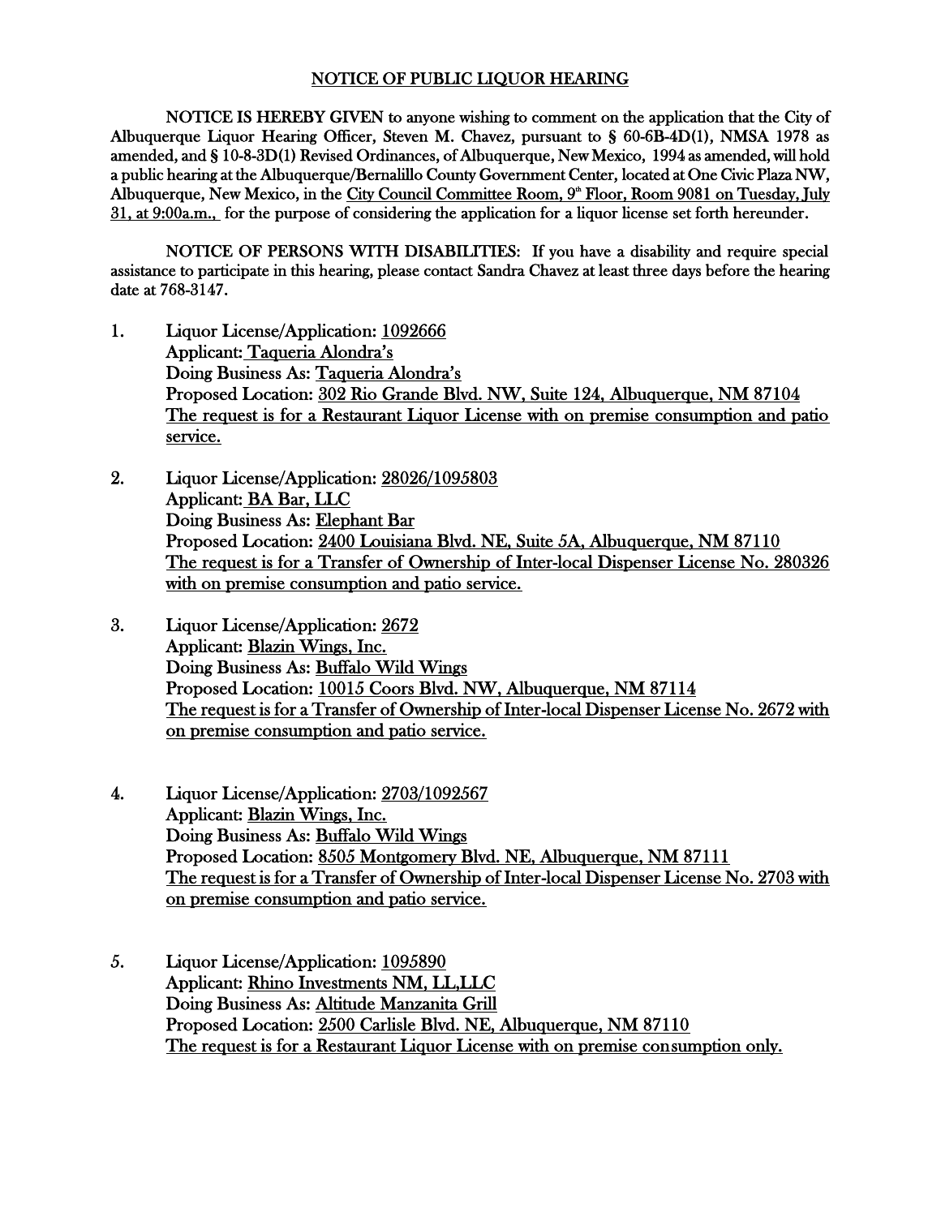## NOTICE OF PUBLIC LIQUOR HEARING

NOTICE IS HEREBY GIVEN to anyone wishing to comment on the application that the City of Albuquerque Liquor Hearing Officer, Steven M. Chavez, pursuant to § 60-6B-4D(1), NMSA 1978 as amended, and § 10-8-3D(1) Revised Ordinances, of Albuquerque, New Mexico, 1994 as amended, will hold a public hearing at the Albuquerque/Bernalillo County Government Center, located at One Civic Plaza NW, Albuquerque, New Mexico, in the City Council Committee Room, 9th Floor, Room 9081 on Tuesday, July 31, at 9:00a.m., for the purpose of considering the application for a liquor license set forth hereunder.

NOTICE OF PERSONS WITH DISABILITIES: If you have a disability and require special assistance to participate in this hearing, please contact Sandra Chavez at least three days before the hearing date at 768-3147.

1. Liquor License/Application: 1092666
   Applicant: Taqueria Alondra's
   Doing Business As: Taqueria Alondra's
   Proposed Location: 302 Rio Grande Blvd. NW, Suite 124, Albuquerque, NM 87104
   The request is for a Restaurant Liquor License with on premise consumption and patio service.

2. Liquor License/Application: 28026/1095803
   Applicant: BA Bar, LLC
   Doing Business As: Elephant Bar
   Proposed Location: 2400 Louisiana Blvd. NE, Suite 5A, Albuquerque, NM 87110
   The request is for a Transfer of Ownership of Inter-local Dispenser License No. 280326 with on premise consumption and patio service.

3. Liquor License/Application: 2672
   Applicant: Blazin Wings, Inc.
   Doing Business As: Buffalo Wild Wings
   Proposed Location: 10015 Coors Blvd. NW, Albuquerque, NM 87114
   The request is for a Transfer of Ownership of Inter-local Dispenser License No. 2672 with on premise consumption and patio service.

4. Liquor License/Application: 2703/1092567
   Applicant: Blazin Wings, Inc.
   Doing Business As: Buffalo Wild Wings
   Proposed Location: 8505 Montgomery Blvd. NE, Albuquerque, NM 87111
   The request is for a Transfer of Ownership of Inter-local Dispenser License No. 2703 with on premise consumption and patio service.

5. Liquor License/Application: 1095890
   Applicant: Rhino Investments NM, LL,LLC
   Doing Business As: Altitude Manzanita Grill
   Proposed Location: 2500 Carlisle Blvd. NE, Albuquerque, NM 87110
   The request is for a Restaurant Liquor License with on premise consumption only.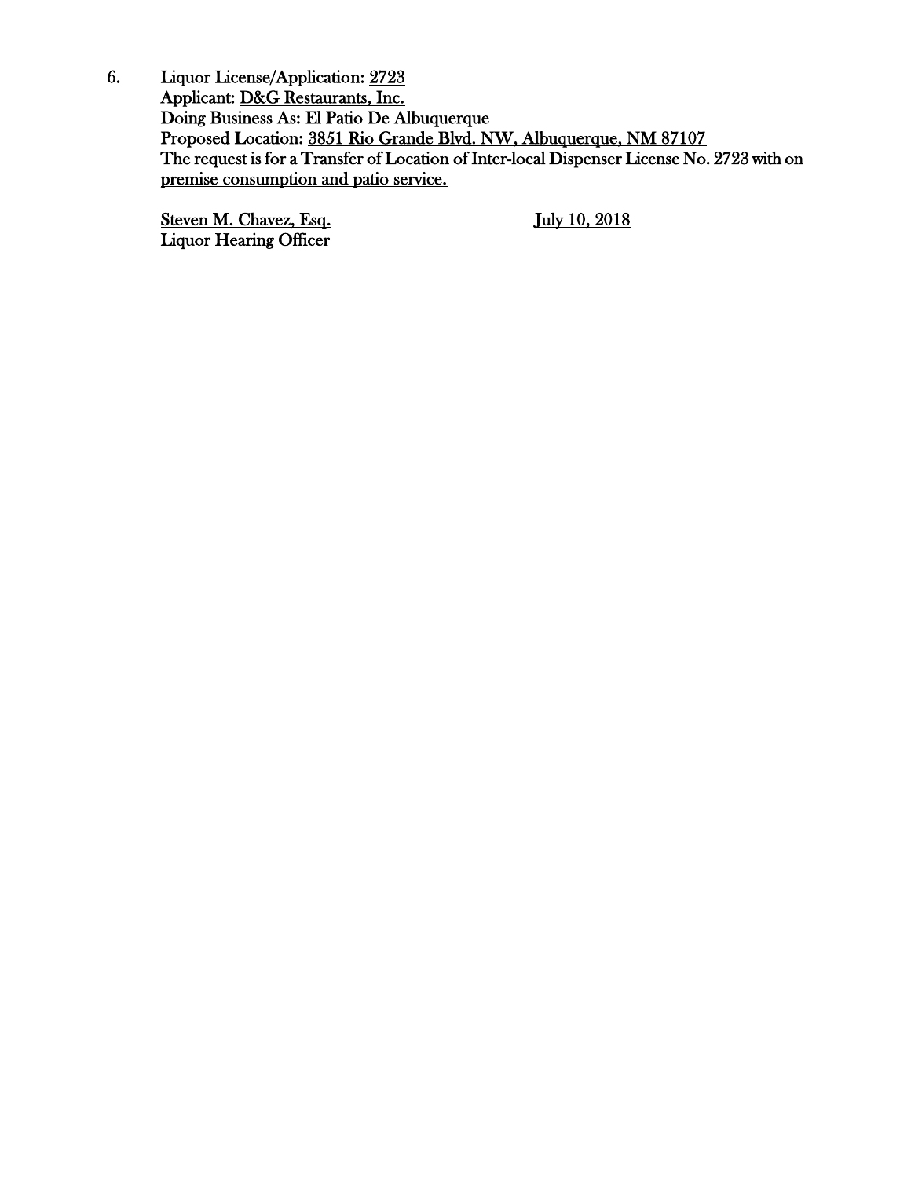6. Liquor License/Application: 2723
   Applicant: D&G Restaurants, Inc.
   Doing Business As: El Patio De Albuquerque
   Proposed Location: 3851 Rio Grande Blvd. NW, Albuquerque, NM 87107
   The request is for a Transfer of Location of Inter-local Dispenser License No. 2723 with on premise consumption and patio service.

   Steven M. Chavez, Esq. July 10, 2018
   Liquor Hearing Officer